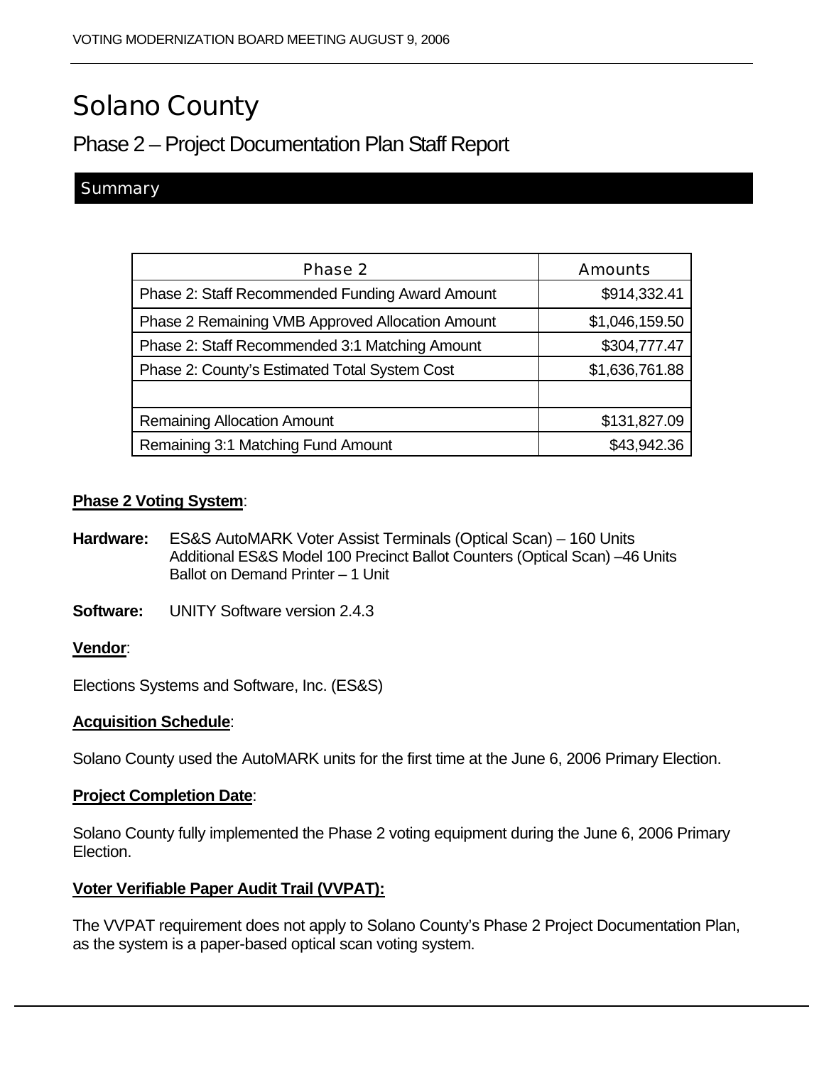# Solano County

## Phase 2 – Project Documentation Plan Staff Report

### Summary

| Phase 2 | Amounts |
|---|---|
| Phase 2: Staff Recommended Funding Award Amount | $914,332.41 |
| Phase 2 Remaining VMB Approved Allocation Amount | $1,046,159.50 |
| Phase 2: Staff Recommended 3:1 Matching Amount | $304,777.47 |
| Phase 2: County's Estimated Total System Cost | $1,636,761.88 |
| | |
| Remaining Allocation Amount | $131,827.09 |
| Remaining 3:1 Matching Fund Amount | $43,942.36 |

**Phase 2 Voting System**:

**Hardware:** ES&S AutoMARK Voter Assist Terminals (Optical Scan) – 160 Units
Additional ES&S Model 100 Precinct Ballot Counters (Optical Scan) –46 Units
Ballot on Demand Printer – 1 Unit

**Software:** UNITY Software version 2.4.3

**Vendor**:

Elections Systems and Software, Inc. (ES&S)

**Acquisition Schedule**:

Solano County used the AutoMARK units for the first time at the June 6, 2006 Primary Election.

**Project Completion Date**:

Solano County fully implemented the Phase 2 voting equipment during the June 6, 2006 Primary Election.

**Voter Verifiable Paper Audit Trail (VVPAT):**

The VVPAT requirement does not apply to Solano County's Phase 2 Project Documentation Plan, as the system is a paper-based optical scan voting system.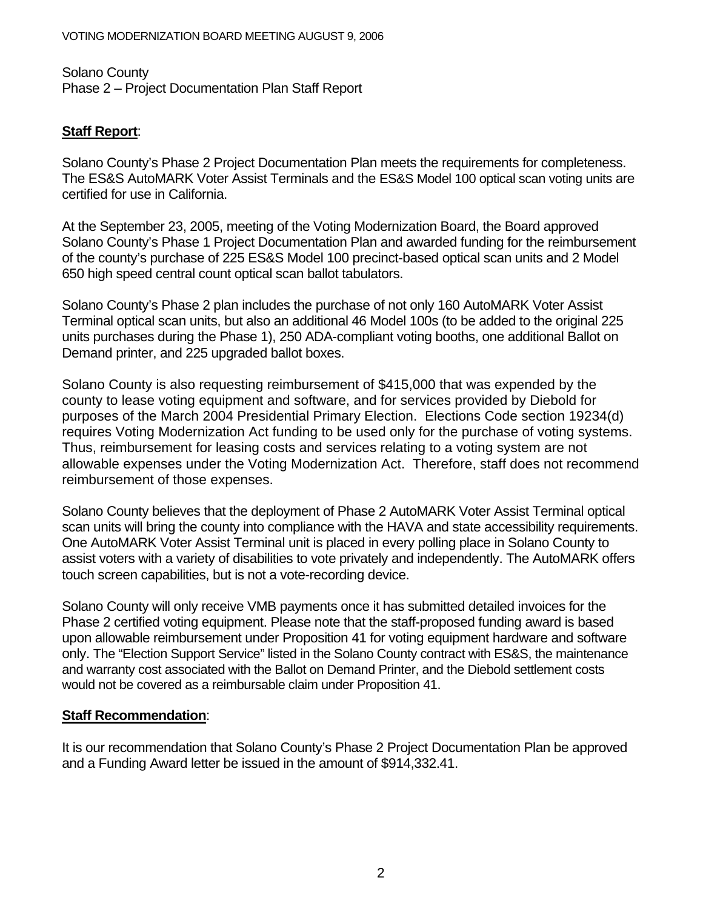Solano County
Phase 2 – Project Documentation Plan Staff Report

**Staff Report**:

Solano County's Phase 2 Project Documentation Plan meets the requirements for completeness. The ES&S AutoMARK Voter Assist Terminals and the ES&S Model 100 optical scan voting units are certified for use in California.

At the September 23, 2005, meeting of the Voting Modernization Board, the Board approved Solano County's Phase 1 Project Documentation Plan and awarded funding for the reimbursement of the county's purchase of 225 ES&S Model 100 precinct-based optical scan units and 2 Model 650 high speed central count optical scan ballot tabulators.

Solano County's Phase 2 plan includes the purchase of not only 160 AutoMARK Voter Assist Terminal optical scan units, but also an additional 46 Model 100s (to be added to the original 225 units purchases during the Phase 1), 250 ADA-compliant voting booths, one additional Ballot on Demand printer, and 225 upgraded ballot boxes.

Solano County is also requesting reimbursement of $415,000 that was expended by the county to lease voting equipment and software, and for services provided by Diebold for purposes of the March 2004 Presidential Primary Election. Elections Code section 19234(d) requires Voting Modernization Act funding to be used only for the purchase of voting systems. Thus, reimbursement for leasing costs and services relating to a voting system are not allowable expenses under the Voting Modernization Act. Therefore, staff does not recommend reimbursement of those expenses.

Solano County believes that the deployment of Phase 2 AutoMARK Voter Assist Terminal optical scan units will bring the county into compliance with the HAVA and state accessibility requirements. One AutoMARK Voter Assist Terminal unit is placed in every polling place in Solano County to assist voters with a variety of disabilities to vote privately and independently. The AutoMARK offers touch screen capabilities, but is not a vote-recording device.

Solano County will only receive VMB payments once it has submitted detailed invoices for the Phase 2 certified voting equipment. Please note that the staff-proposed funding award is based upon allowable reimbursement under Proposition 41 for voting equipment hardware and software only. The "Election Support Service" listed in the Solano County contract with ES&S, the maintenance and warranty cost associated with the Ballot on Demand Printer, and the Diebold settlement costs would not be covered as a reimbursable claim under Proposition 41.

**Staff Recommendation**:

It is our recommendation that Solano County's Phase 2 Project Documentation Plan be approved and a Funding Award letter be issued in the amount of $914,332.41.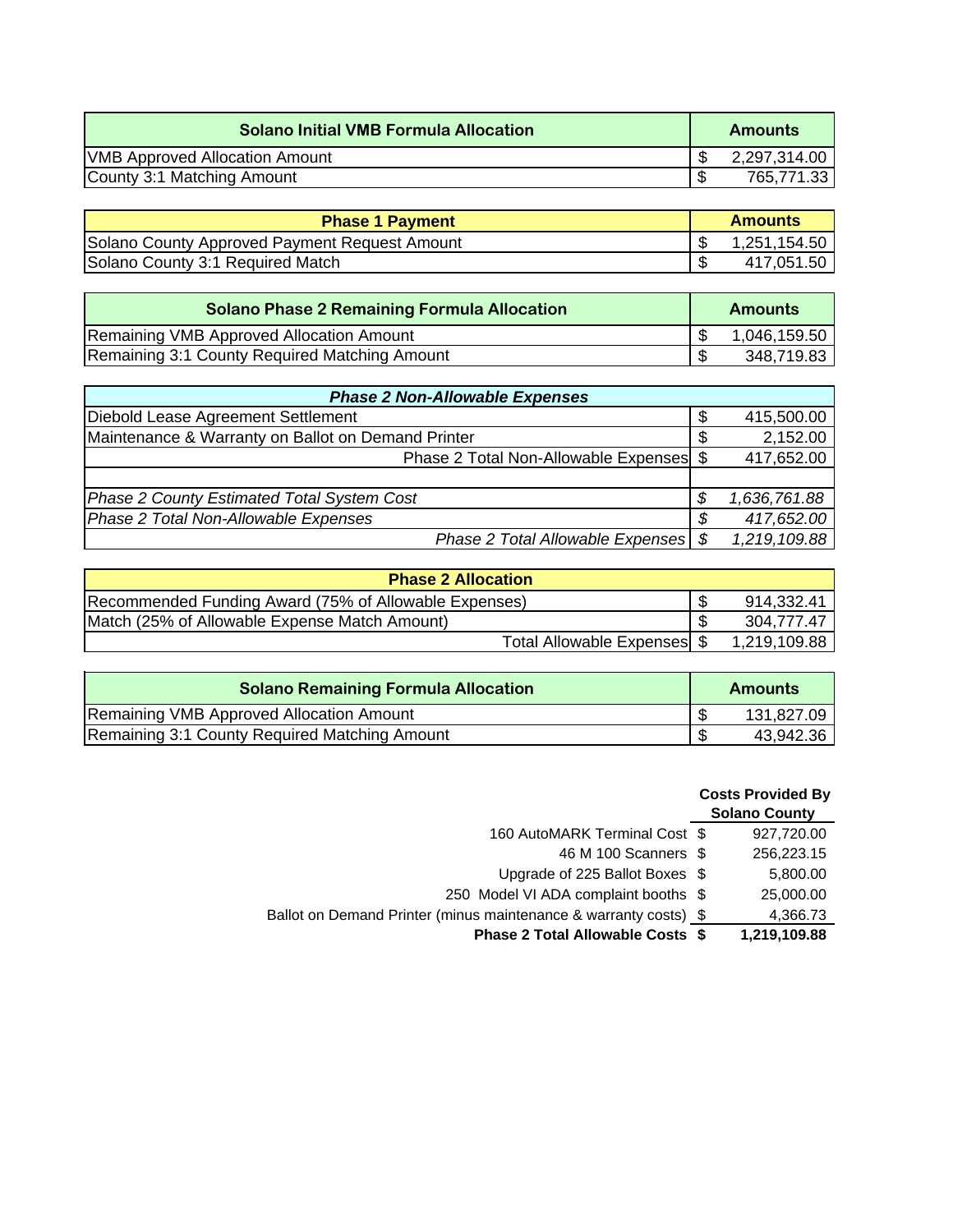| Solano Initial VMB Formula Allocation | Amounts |
| --- | --- |
| VMB Approved Allocation Amount | $ 2,297,314.00 |
| County 3:1 Matching Amount | $ 765,771.33 |

| Phase 1 Payment | Amounts |
| --- | --- |
| Solano County Approved Payment Request Amount | $ 1,251,154.50 |
| Solano County 3:1 Required Match | $ 417,051.50 |

| Solano Phase 2 Remaining Formula Allocation | Amounts |
| --- | --- |
| Remaining VMB Approved Allocation Amount | $ 1,046,159.50 |
| Remaining 3:1 County Required Matching Amount | $ 348,719.83 |

| *Phase 2 Non-Allowable Expenses* | |
| --- | --- |
| Diebold Lease Agreement Settlement | $ 415,500.00 |
| Maintenance & Warranty on Ballot on Demand Printer | $ 2,152.00 |
| Phase 2 Total Non-Allowable Expenses | $ 417,652.00 |
| | |
| *Phase 2 County Estimated Total System Cost* | *$ 1,636,761.88* |
| *Phase 2 Total Non-Allowable Expenses* | *$ 417,652.00* |
| *Phase 2 Total Allowable Expenses* | *$ 1,219,109.88* |

| Phase 2 Allocation | |
| --- | --- |
| Recommended Funding Award (75% of Allowable Expenses) | $ 914,332.41 |
| Match (25% of Allowable Expense Match Amount) | $ 304,777.47 |
| Total Allowable Expenses | $ 1,219,109.88 |

| Solano Remaining Formula Allocation | Amounts |
| --- | --- |
| Remaining VMB Approved Allocation Amount | $ 131,827.09 |
| Remaining 3:1 County Required Matching Amount | $ 43,942.36 |

| | Costs Provided By Solano County |
| --- | --- |
| 160 AutoMARK Terminal Cost | $ 927,720.00 |
| 46 M 100 Scanners | $ 256,223.15 |
| Upgrade of 225 Ballot Boxes | $ 5,800.00 |
| 250 Model VI ADA complaint booths | $ 25,000.00 |
| Ballot on Demand Printer (minus maintenance & warranty costs) | $ 4,366.73 |
| **Phase 2 Total Allowable Costs** | **$ 1,219,109.88** |